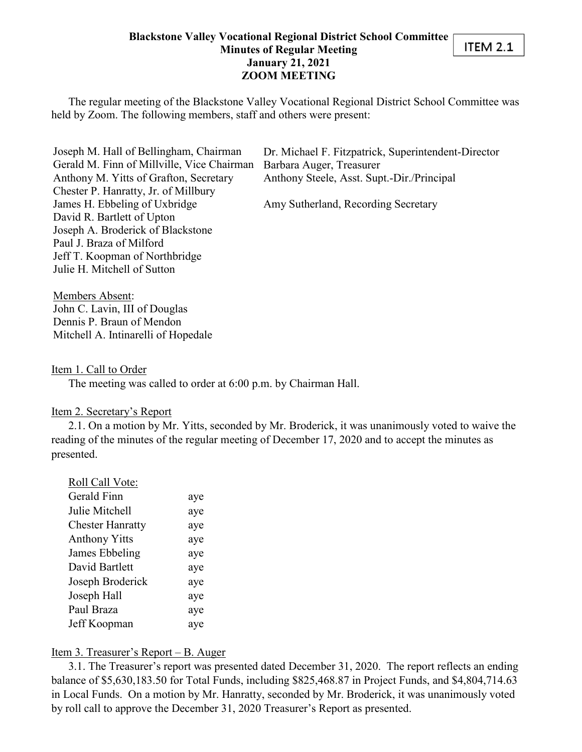ITEM 2.1

**Blackstone Valley Vocational Regional District School Committee**
**Minutes of Regular Meeting**
**January 21, 2021**
**ZOOM MEETING**

The regular meeting of the Blackstone Valley Vocational Regional District School Committee was held by Zoom. The following members, staff and others were present:

Joseph M. Hall of Bellingham, Chairman
Gerald M. Finn of Millville, Vice Chairman
Anthony M. Yitts of Grafton, Secretary
Chester P. Hanratty, Jr. of Millbury
James H. Ebbeling of Uxbridge
David R. Bartlett of Upton
Joseph A. Broderick of Blackstone
Paul J. Braza of Milford
Jeff T. Koopman of Northbridge
Julie H. Mitchell of Sutton

Dr. Michael F. Fitzpatrick, Superintendent-Director
Barbara Auger, Treasurer
Anthony Steele, Asst. Supt.-Dir./Principal

Amy Sutherland, Recording Secretary

Members Absent:
John C. Lavin, III of Douglas
Dennis P. Braun of Mendon
Mitchell A. Intinarelli of Hopedale

Item 1. Call to Order

The meeting was called to order at 6:00 p.m. by Chairman Hall.

Item 2. Secretary's Report

2.1. On a motion by Mr. Yitts, seconded by Mr. Broderick, it was unanimously voted to waive the reading of the minutes of the regular meeting of December 17, 2020 and to accept the minutes as presented.

Roll Call Vote:

| | |
|---|---|
| Gerald Finn | aye |
| Julie Mitchell | aye |
| Chester Hanratty | aye |
| Anthony Yitts | aye |
| James Ebbeling | aye |
| David Bartlett | aye |
| Joseph Broderick | aye |
| Joseph Hall | aye |
| Paul Braza | aye |
| Jeff Koopman | aye |

Item 3. Treasurer's Report – B. Auger

3.1. The Treasurer's report was presented dated December 31, 2020. The report reflects an ending balance of $5,630,183.50 for Total Funds, including $825,468.87 in Project Funds, and $4,804,714.63 in Local Funds. On a motion by Mr. Hanratty, seconded by Mr. Broderick, it was unanimously voted by roll call to approve the December 31, 2020 Treasurer's Report as presented.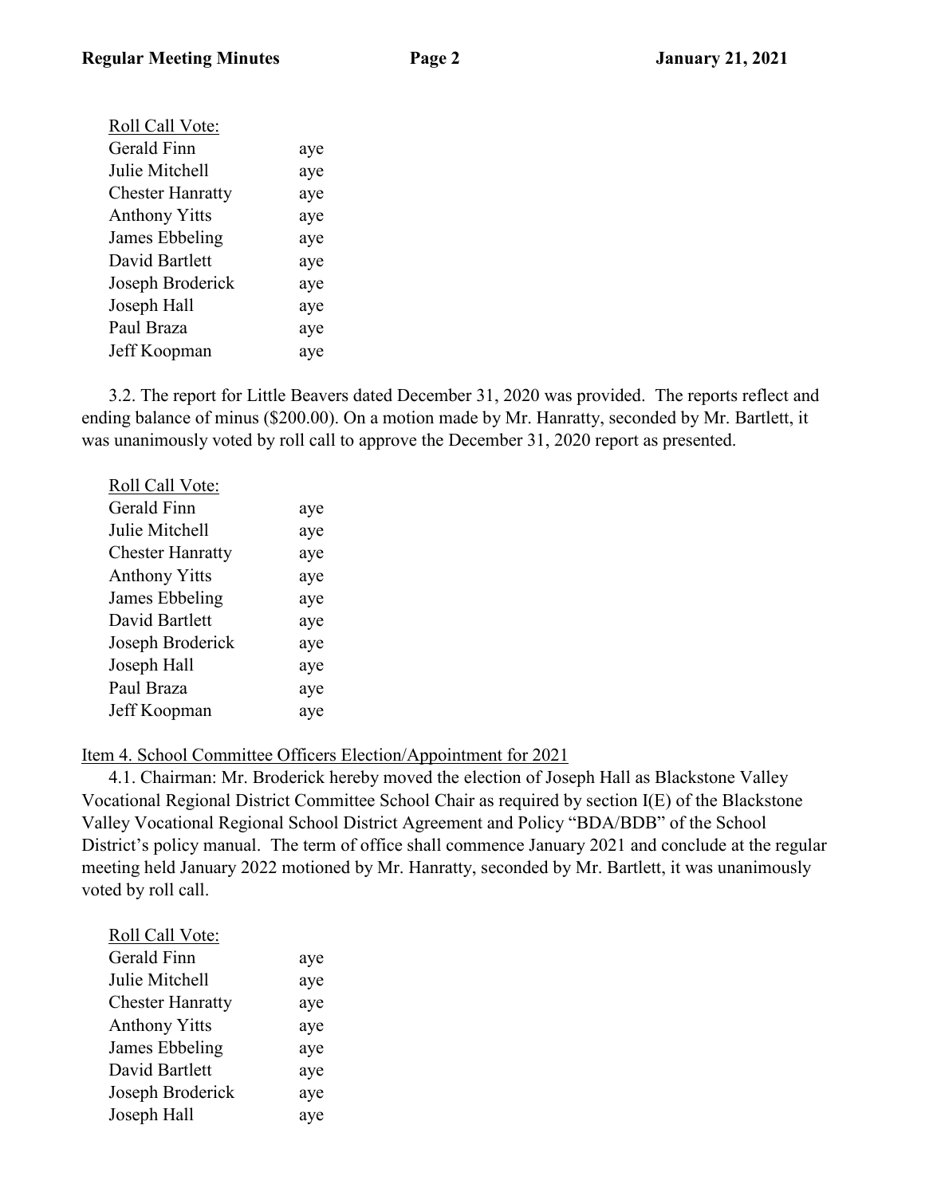Roll Call Vote:

| | |
|---|---|
| Gerald Finn | aye |
| Julie Mitchell | aye |
| Chester Hanratty | aye |
| Anthony Yitts | aye |
| James Ebbeling | aye |
| David Bartlett | aye |
| Joseph Broderick | aye |
| Joseph Hall | aye |
| Paul Braza | aye |
| Jeff Koopman | aye |

3.2. The report for Little Beavers dated December 31, 2020 was provided. The reports reflect and ending balance of minus ($200.00). On a motion made by Mr. Hanratty, seconded by Mr. Bartlett, it was unanimously voted by roll call to approve the December 31, 2020 report as presented.

Roll Call Vote:

| | |
|---|---|
| Gerald Finn | aye |
| Julie Mitchell | aye |
| Chester Hanratty | aye |
| Anthony Yitts | aye |
| James Ebbeling | aye |
| David Bartlett | aye |
| Joseph Broderick | aye |
| Joseph Hall | aye |
| Paul Braza | aye |
| Jeff Koopman | aye |

Item 4. School Committee Officers Election/Appointment for 2021

4.1. Chairman: Mr. Broderick hereby moved the election of Joseph Hall as Blackstone Valley Vocational Regional District Committee School Chair as required by section I(E) of the Blackstone Valley Vocational Regional School District Agreement and Policy "BDA/BDB" of the School District's policy manual. The term of office shall commence January 2021 and conclude at the regular meeting held January 2022 motioned by Mr. Hanratty, seconded by Mr. Bartlett, it was unanimously voted by roll call.

Roll Call Vote:

| | |
|---|---|
| Gerald Finn | aye |
| Julie Mitchell | aye |
| Chester Hanratty | aye |
| Anthony Yitts | aye |
| James Ebbeling | aye |
| David Bartlett | aye |
| Joseph Broderick | aye |
| Joseph Hall | aye |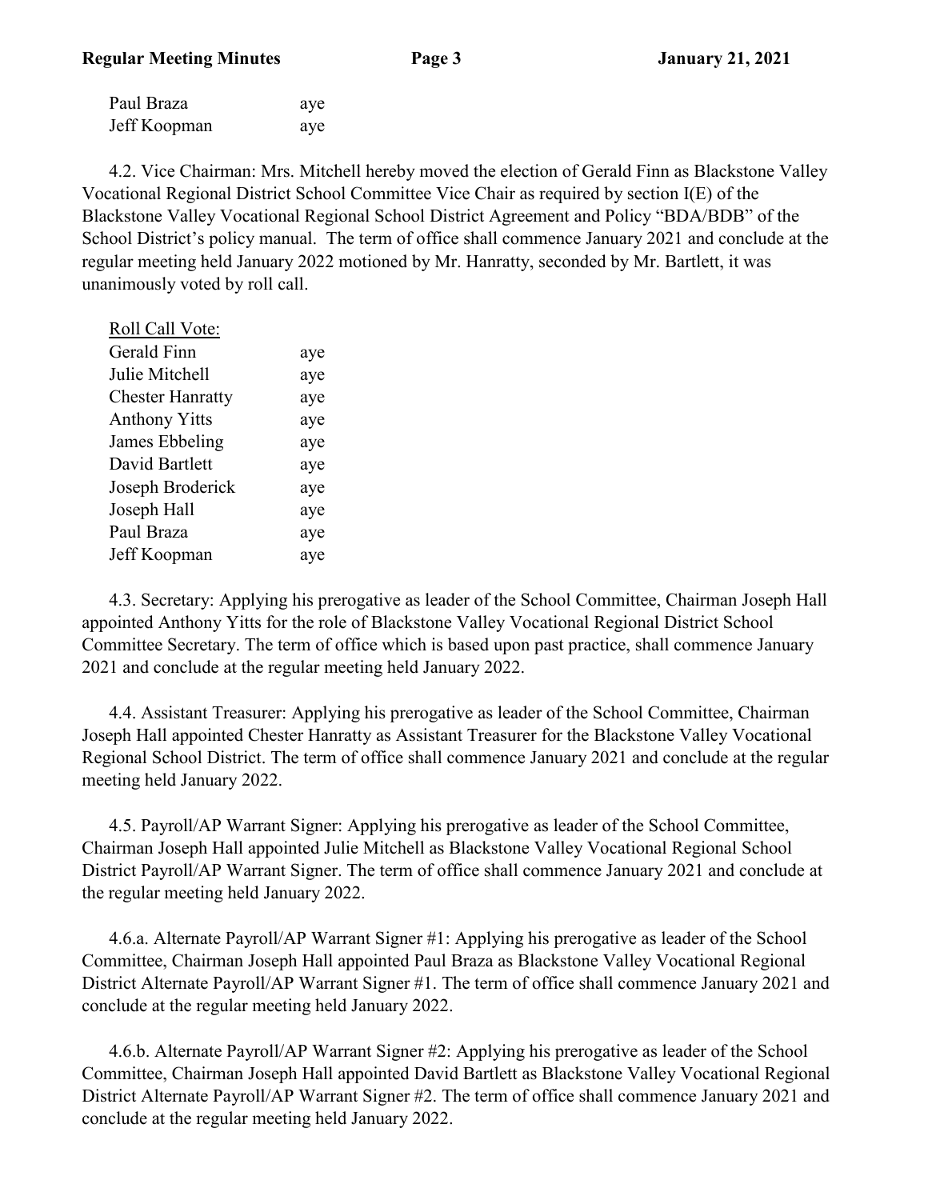| | |
|---|---|
| Paul Braza | aye |
| Jeff Koopman | aye |

4.2. Vice Chairman: Mrs. Mitchell hereby moved the election of Gerald Finn as Blackstone Valley Vocational Regional District School Committee Vice Chair as required by section I(E) of the Blackstone Valley Vocational Regional School District Agreement and Policy "BDA/BDB" of the School District's policy manual. The term of office shall commence January 2021 and conclude at the regular meeting held January 2022 motioned by Mr. Hanratty, seconded by Mr. Bartlett, it was unanimously voted by roll call.

Roll Call Vote:

| | |
|---|---|
| Gerald Finn | aye |
| Julie Mitchell | aye |
| Chester Hanratty | aye |
| Anthony Yitts | aye |
| James Ebbeling | aye |
| David Bartlett | aye |
| Joseph Broderick | aye |
| Joseph Hall | aye |
| Paul Braza | aye |
| Jeff Koopman | aye |

4.3. Secretary: Applying his prerogative as leader of the School Committee, Chairman Joseph Hall appointed Anthony Yitts for the role of Blackstone Valley Vocational Regional District School Committee Secretary. The term of office which is based upon past practice, shall commence January 2021 and conclude at the regular meeting held January 2022.

4.4. Assistant Treasurer: Applying his prerogative as leader of the School Committee, Chairman Joseph Hall appointed Chester Hanratty as Assistant Treasurer for the Blackstone Valley Vocational Regional School District. The term of office shall commence January 2021 and conclude at the regular meeting held January 2022.

4.5. Payroll/AP Warrant Signer: Applying his prerogative as leader of the School Committee, Chairman Joseph Hall appointed Julie Mitchell as Blackstone Valley Vocational Regional School District Payroll/AP Warrant Signer. The term of office shall commence January 2021 and conclude at the regular meeting held January 2022.

4.6.a. Alternate Payroll/AP Warrant Signer #1: Applying his prerogative as leader of the School Committee, Chairman Joseph Hall appointed Paul Braza as Blackstone Valley Vocational Regional District Alternate Payroll/AP Warrant Signer #1. The term of office shall commence January 2021 and conclude at the regular meeting held January 2022.

4.6.b. Alternate Payroll/AP Warrant Signer #2: Applying his prerogative as leader of the School Committee, Chairman Joseph Hall appointed David Bartlett as Blackstone Valley Vocational Regional District Alternate Payroll/AP Warrant Signer #2. The term of office shall commence January 2021 and conclude at the regular meeting held January 2022.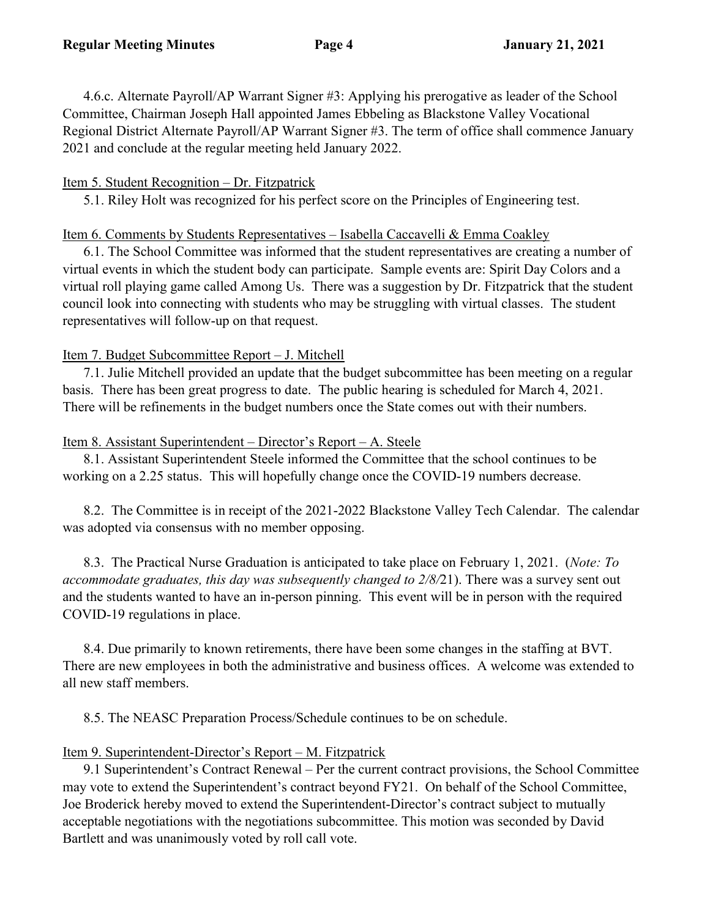4.6.c. Alternate Payroll/AP Warrant Signer #3: Applying his prerogative as leader of the School Committee, Chairman Joseph Hall appointed James Ebbeling as Blackstone Valley Vocational Regional District Alternate Payroll/AP Warrant Signer #3. The term of office shall commence January 2021 and conclude at the regular meeting held January 2022.

<u>Item 5. Student Recognition – Dr. Fitzpatrick</u>

5.1. Riley Holt was recognized for his perfect score on the Principles of Engineering test.

<u>Item 6. Comments by Students Representatives – Isabella Caccavelli & Emma Coakley</u>

6.1. The School Committee was informed that the student representatives are creating a number of virtual events in which the student body can participate. Sample events are: Spirit Day Colors and a virtual roll playing game called Among Us. There was a suggestion by Dr. Fitzpatrick that the student council look into connecting with students who may be struggling with virtual classes. The student representatives will follow-up on that request.

<u>Item 7. Budget Subcommittee Report – J. Mitchell</u>

7.1. Julie Mitchell provided an update that the budget subcommittee has been meeting on a regular basis. There has been great progress to date. The public hearing is scheduled for March 4, 2021. There will be refinements in the budget numbers once the State comes out with their numbers.

<u>Item 8. Assistant Superintendent – Director's Report – A. Steele</u>

8.1. Assistant Superintendent Steele informed the Committee that the school continues to be working on a 2.25 status. This will hopefully change once the COVID-19 numbers decrease.

8.2. The Committee is in receipt of the 2021-2022 Blackstone Valley Tech Calendar. The calendar was adopted via consensus with no member opposing.

8.3. The Practical Nurse Graduation is anticipated to take place on February 1, 2021. (*Note: To accommodate graduates, this day was subsequently changed to 2/8/*21). There was a survey sent out and the students wanted to have an in-person pinning. This event will be in person with the required COVID-19 regulations in place.

8.4. Due primarily to known retirements, there have been some changes in the staffing at BVT. There are new employees in both the administrative and business offices. A welcome was extended to all new staff members.

8.5. The NEASC Preparation Process/Schedule continues to be on schedule.

<u>Item 9. Superintendent-Director's Report – M. Fitzpatrick</u>

9.1 Superintendent's Contract Renewal – Per the current contract provisions, the School Committee may vote to extend the Superintendent's contract beyond FY21. On behalf of the School Committee, Joe Broderick hereby moved to extend the Superintendent-Director's contract subject to mutually acceptable negotiations with the negotiations subcommittee. This motion was seconded by David Bartlett and was unanimously voted by roll call vote.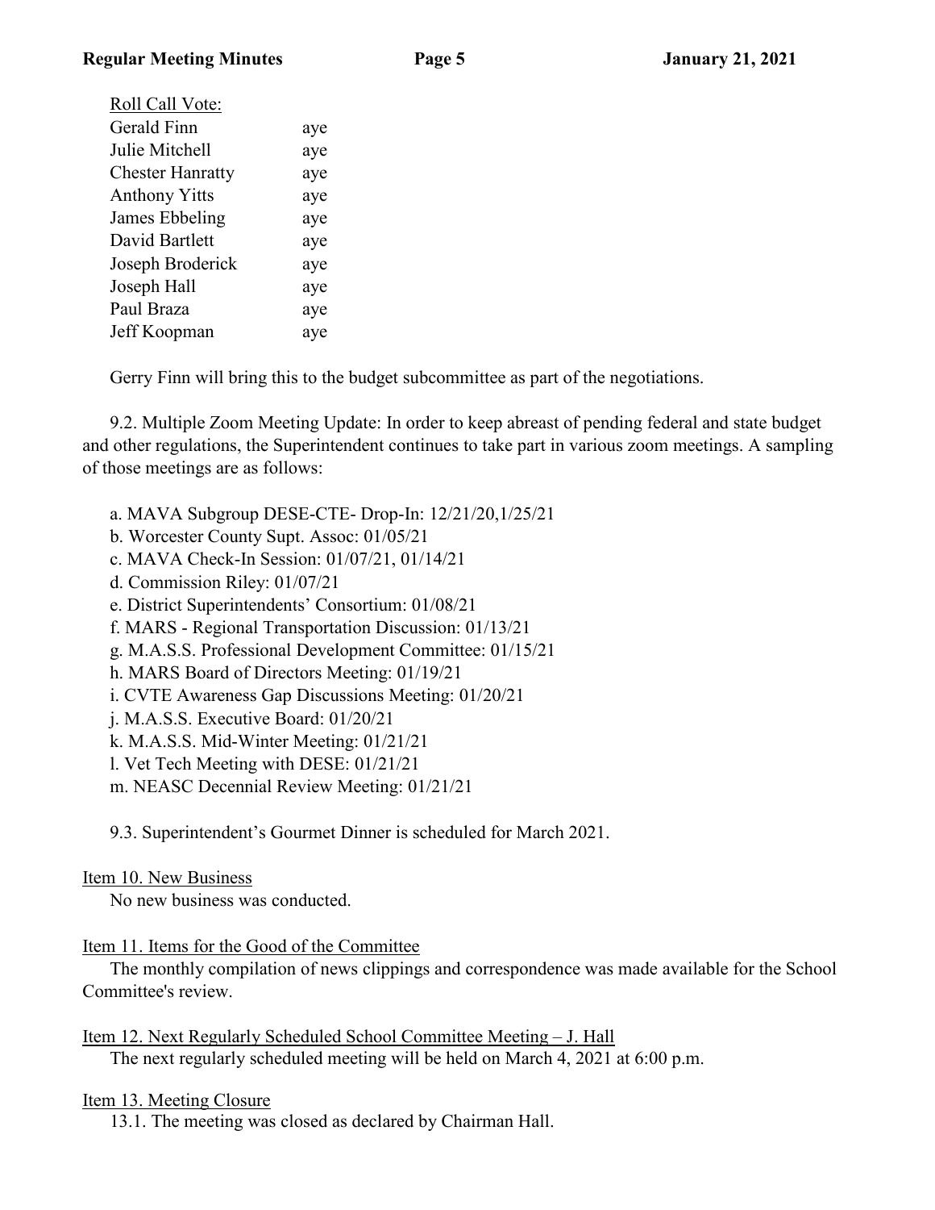Roll Call Vote:

| | |
|---|---|
| Gerald Finn | aye |
| Julie Mitchell | aye |
| Chester Hanratty | aye |
| Anthony Yitts | aye |
| James Ebbeling | aye |
| David Bartlett | aye |
| Joseph Broderick | aye |
| Joseph Hall | aye |
| Paul Braza | aye |
| Jeff Koopman | aye |

Gerry Finn will bring this to the budget subcommittee as part of the negotiations.

9.2. Multiple Zoom Meeting Update: In order to keep abreast of pending federal and state budget and other regulations, the Superintendent continues to take part in various zoom meetings. A sampling of those meetings are as follows:

a. MAVA Subgroup DESE-CTE- Drop-In: 12/21/20,1/25/21
b. Worcester County Supt. Assoc: 01/05/21
c. MAVA Check-In Session: 01/07/21, 01/14/21
d. Commission Riley: 01/07/21
e. District Superintendents' Consortium: 01/08/21
f. MARS - Regional Transportation Discussion: 01/13/21
g. M.A.S.S. Professional Development Committee: 01/15/21
h. MARS Board of Directors Meeting: 01/19/21
i. CVTE Awareness Gap Discussions Meeting: 01/20/21
j. M.A.S.S. Executive Board: 01/20/21
k. M.A.S.S. Mid-Winter Meeting: 01/21/21
l. Vet Tech Meeting with DESE: 01/21/21
m. NEASC Decennial Review Meeting: 01/21/21

9.3. Superintendent's Gourmet Dinner is scheduled for March 2021.

Item 10. New Business

No new business was conducted.

Item 11. Items for the Good of the Committee

The monthly compilation of news clippings and correspondence was made available for the School Committee's review.

Item 12. Next Regularly Scheduled School Committee Meeting – J. Hall

The next regularly scheduled meeting will be held on March 4, 2021 at 6:00 p.m.

Item 13. Meeting Closure

13.1. The meeting was closed as declared by Chairman Hall.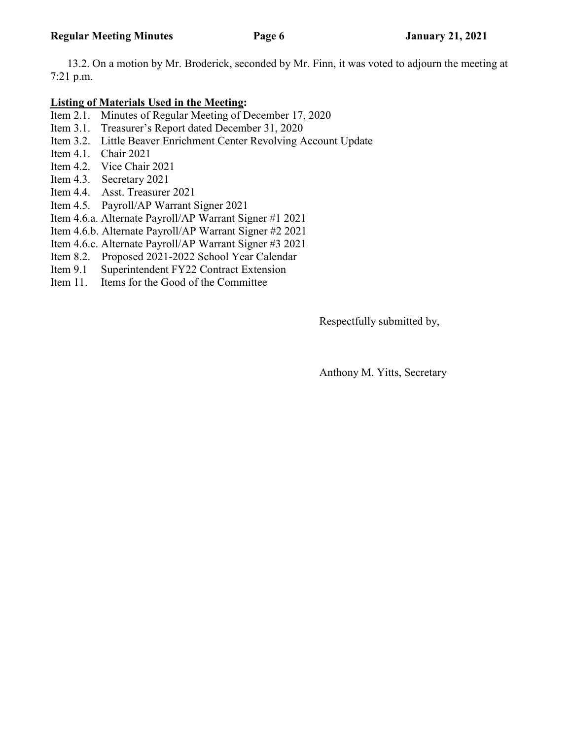13.2. On a motion by Mr. Broderick, seconded by Mr. Finn, it was voted to adjourn the meeting at 7:21 p.m.

**Listing of Materials Used in the Meeting:**

Item 2.1. Minutes of Regular Meeting of December 17, 2020
Item 3.1. Treasurer's Report dated December 31, 2020
Item 3.2. Little Beaver Enrichment Center Revolving Account Update
Item 4.1. Chair 2021
Item 4.2. Vice Chair 2021
Item 4.3. Secretary 2021
Item 4.4. Asst. Treasurer 2021
Item 4.5. Payroll/AP Warrant Signer 2021
Item 4.6.a. Alternate Payroll/AP Warrant Signer #1 2021
Item 4.6.b. Alternate Payroll/AP Warrant Signer #2 2021
Item 4.6.c. Alternate Payroll/AP Warrant Signer #3 2021
Item 8.2. Proposed 2021-2022 School Year Calendar
Item 9.1 Superintendent FY22 Contract Extension
Item 11. Items for the Good of the Committee

Respectfully submitted by,

Anthony M. Yitts, Secretary